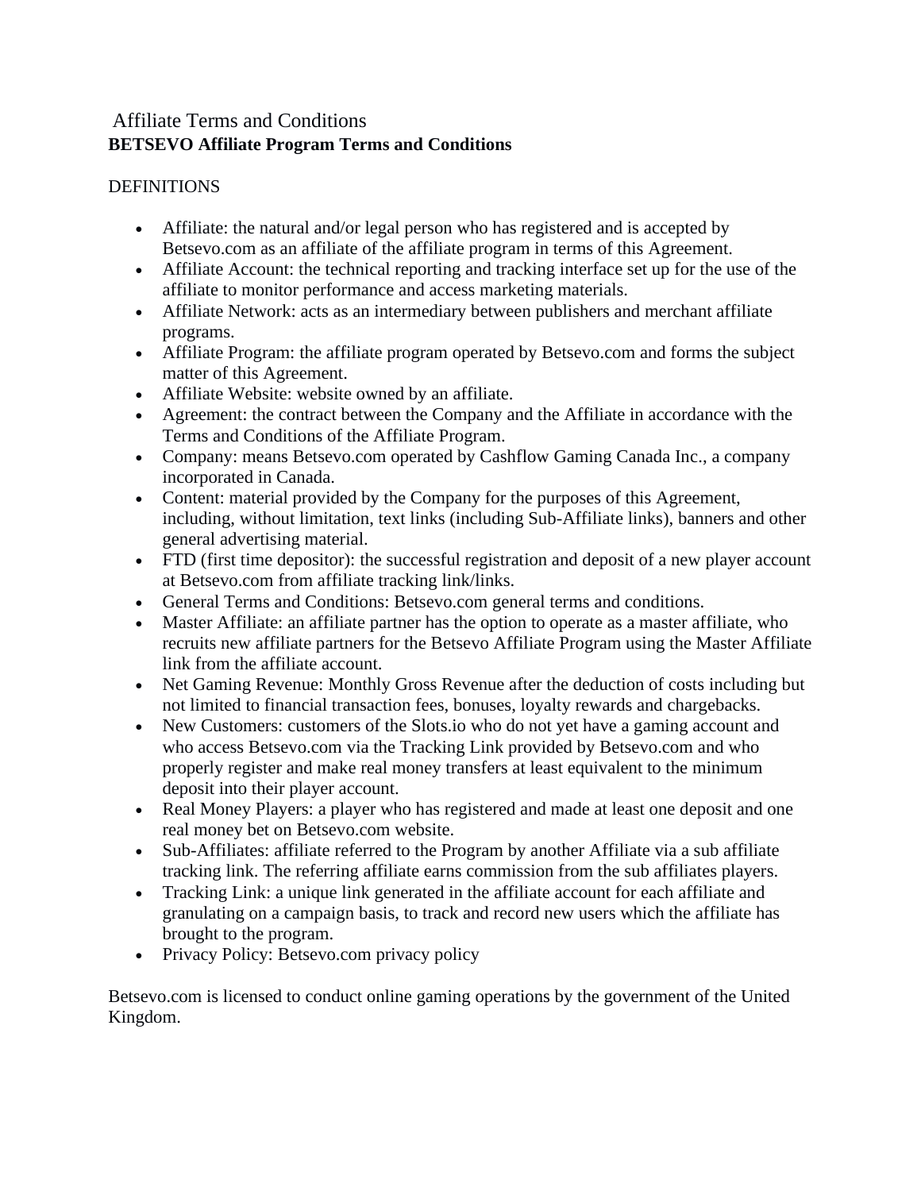# Affiliate Terms and Conditions

## BETSEVO Affiliate Program Terms and Conditions

DEFINITIONS

- Affiliate: the natural and/or legal person who has registered and is accepted by Betsevo.com as an affiliate of the affiliate program in terms of this Agreement.
- Affiliate Account: the technical reporting and tracking interface set up for the use of the affiliate to monitor performance and access marketing materials.
- Affiliate Network: acts as an intermediary between publishers and merchant affiliate programs.
- Affiliate Program: the affiliate program operated by Betsevo.com and forms the subject matter of this Agreement.
- Affiliate Website: website owned by an affiliate.
- Agreement: the contract between the Company and the Affiliate in accordance with the Terms and Conditions of the Affiliate Program.
- Company: means Betsevo.com operated by Cashflow Gaming Canada Inc., a company incorporated in Canada.
- Content: material provided by the Company for the purposes of this Agreement, including, without limitation, text links (including Sub-Affiliate links), banners and other general advertising material.
- FTD (first time depositor): the successful registration and deposit of a new player account at Betsevo.com from affiliate tracking link/links.
- General Terms and Conditions: Betsevo.com general terms and conditions.
- Master Affiliate: an affiliate partner has the option to operate as a master affiliate, who recruits new affiliate partners for the Betsevo Affiliate Program using the Master Affiliate link from the affiliate account.
- Net Gaming Revenue: Monthly Gross Revenue after the deduction of costs including but not limited to financial transaction fees, bonuses, loyalty rewards and chargebacks.
- New Customers: customers of the Slots.io who do not yet have a gaming account and who access Betsevo.com via the Tracking Link provided by Betsevo.com and who properly register and make real money transfers at least equivalent to the minimum deposit into their player account.
- Real Money Players: a player who has registered and made at least one deposit and one real money bet on Betsevo.com website.
- Sub-Affiliates: affiliate referred to the Program by another Affiliate via a sub affiliate tracking link. The referring affiliate earns commission from the sub affiliates players.
- Tracking Link: a unique link generated in the affiliate account for each affiliate and granulating on a campaign basis, to track and record new users which the affiliate has brought to the program.
- Privacy Policy: Betsevo.com privacy policy

Betsevo.com is licensed to conduct online gaming operations by the government of the United Kingdom.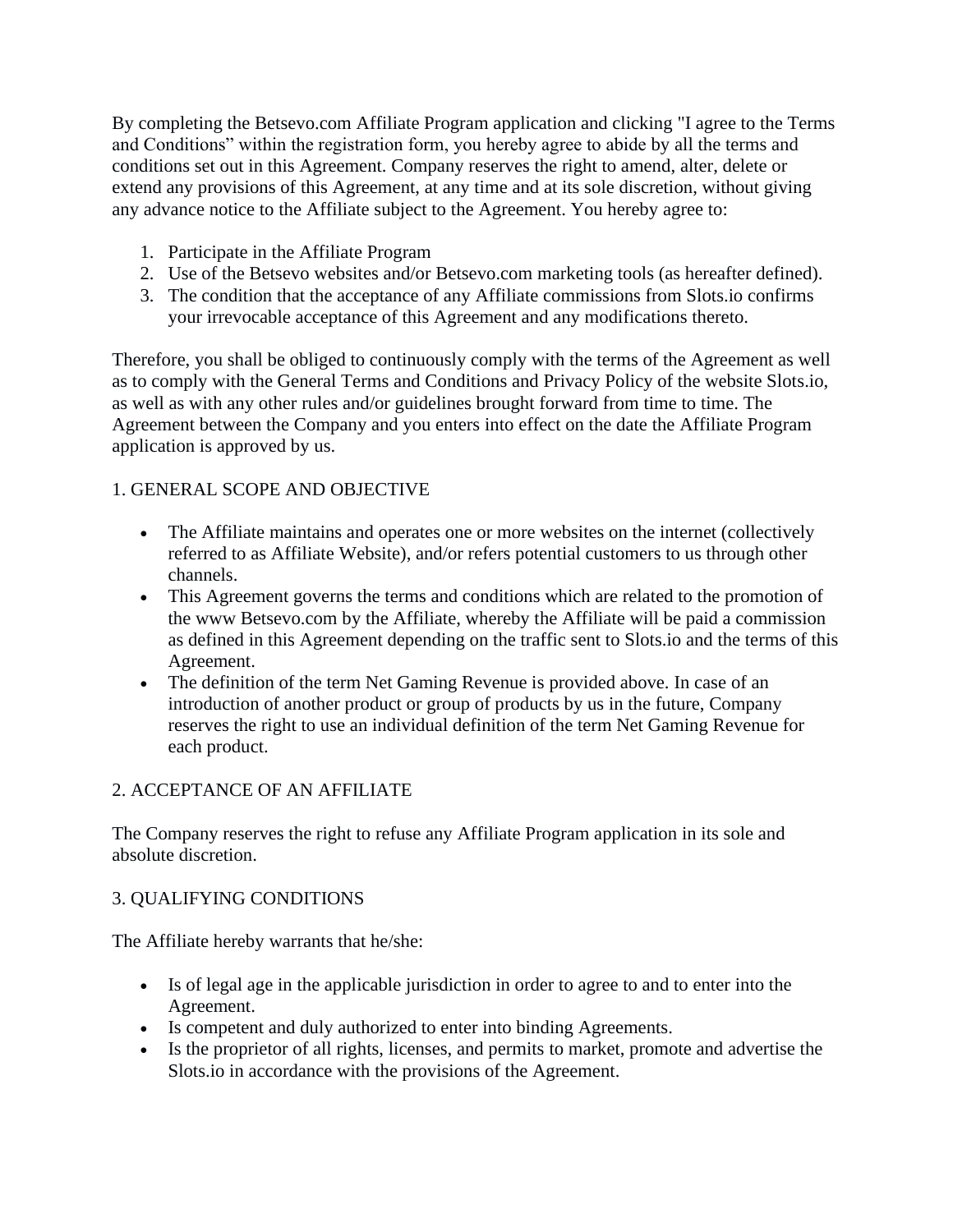By completing the Betsevo.com Affiliate Program application and clicking "I agree to the Terms and Conditions" within the registration form, you hereby agree to abide by all the terms and conditions set out in this Agreement. Company reserves the right to amend, alter, delete or extend any provisions of this Agreement, at any time and at its sole discretion, without giving any advance notice to the Affiliate subject to the Agreement. You hereby agree to:

1. Participate in the Affiliate Program
2. Use of the Betsevo websites and/or Betsevo.com marketing tools (as hereafter defined).
3. The condition that the acceptance of any Affiliate commissions from Slots.io confirms your irrevocable acceptance of this Agreement and any modifications thereto.

Therefore, you shall be obliged to continuously comply with the terms of the Agreement as well as to comply with the General Terms and Conditions and Privacy Policy of the website Slots.io, as well as with any other rules and/or guidelines brought forward from time to time. The Agreement between the Company and you enters into effect on the date the Affiliate Program application is approved by us.

## 1. GENERAL SCOPE AND OBJECTIVE

- The Affiliate maintains and operates one or more websites on the internet (collectively referred to as Affiliate Website), and/or refers potential customers to us through other channels.
- This Agreement governs the terms and conditions which are related to the promotion of the www Betsevo.com by the Affiliate, whereby the Affiliate will be paid a commission as defined in this Agreement depending on the traffic sent to Slots.io and the terms of this Agreement.
- The definition of the term Net Gaming Revenue is provided above. In case of an introduction of another product or group of products by us in the future, Company reserves the right to use an individual definition of the term Net Gaming Revenue for each product.

## 2. ACCEPTANCE OF AN AFFILIATE

The Company reserves the right to refuse any Affiliate Program application in its sole and absolute discretion.

## 3. QUALIFYING CONDITIONS

The Affiliate hereby warrants that he/she:

- Is of legal age in the applicable jurisdiction in order to agree to and to enter into the Agreement.
- Is competent and duly authorized to enter into binding Agreements.
- Is the proprietor of all rights, licenses, and permits to market, promote and advertise the Slots.io in accordance with the provisions of the Agreement.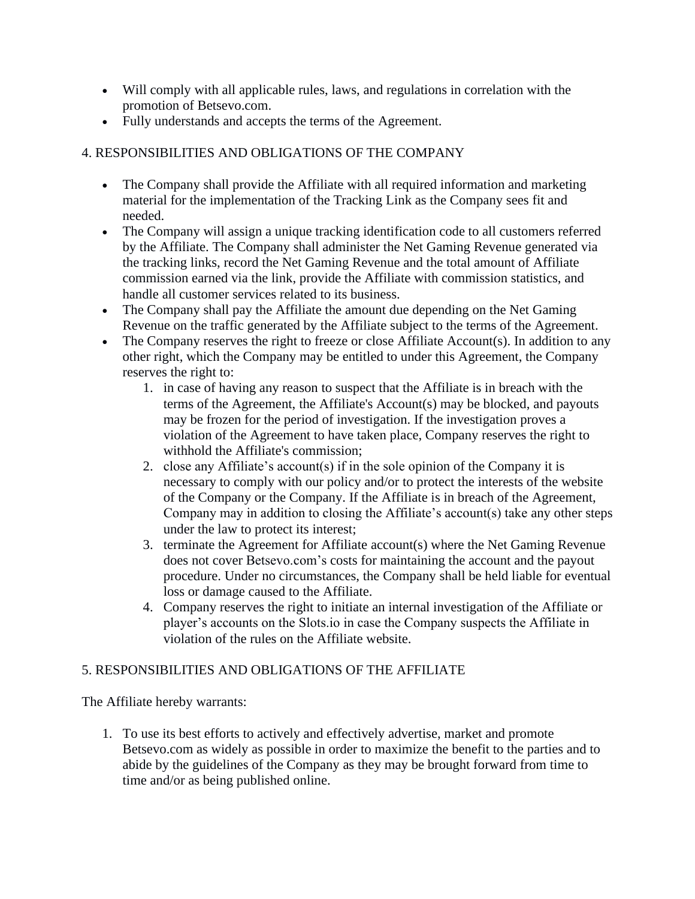- Will comply with all applicable rules, laws, and regulations in correlation with the promotion of Betsevo.com.
- Fully understands and accepts the terms of the Agreement.

## 4. RESPONSIBILITIES AND OBLIGATIONS OF THE COMPANY

- The Company shall provide the Affiliate with all required information and marketing material for the implementation of the Tracking Link as the Company sees fit and needed.
- The Company will assign a unique tracking identification code to all customers referred by the Affiliate. The Company shall administer the Net Gaming Revenue generated via the tracking links, record the Net Gaming Revenue and the total amount of Affiliate commission earned via the link, provide the Affiliate with commission statistics, and handle all customer services related to its business.
- The Company shall pay the Affiliate the amount due depending on the Net Gaming Revenue on the traffic generated by the Affiliate subject to the terms of the Agreement.
- The Company reserves the right to freeze or close Affiliate Account(s). In addition to any other right, which the Company may be entitled to under this Agreement, the Company reserves the right to:
    1. in case of having any reason to suspect that the Affiliate is in breach with the terms of the Agreement, the Affiliate's Account(s) may be blocked, and payouts may be frozen for the period of investigation. If the investigation proves a violation of the Agreement to have taken place, Company reserves the right to withhold the Affiliate's commission;
    2. close any Affiliate's account(s) if in the sole opinion of the Company it is necessary to comply with our policy and/or to protect the interests of the website of the Company or the Company. If the Affiliate is in breach of the Agreement, Company may in addition to closing the Affiliate's account(s) take any other steps under the law to protect its interest;
    3. terminate the Agreement for Affiliate account(s) where the Net Gaming Revenue does not cover Betsevo.com's costs for maintaining the account and the payout procedure. Under no circumstances, the Company shall be held liable for eventual loss or damage caused to the Affiliate.
    4. Company reserves the right to initiate an internal investigation of the Affiliate or player's accounts on the Slots.io in case the Company suspects the Affiliate in violation of the rules on the Affiliate website.

## 5. RESPONSIBILITIES AND OBLIGATIONS OF THE AFFILIATE

The Affiliate hereby warrants:

1. To use its best efforts to actively and effectively advertise, market and promote Betsevo.com as widely as possible in order to maximize the benefit to the parties and to abide by the guidelines of the Company as they may be brought forward from time to time and/or as being published online.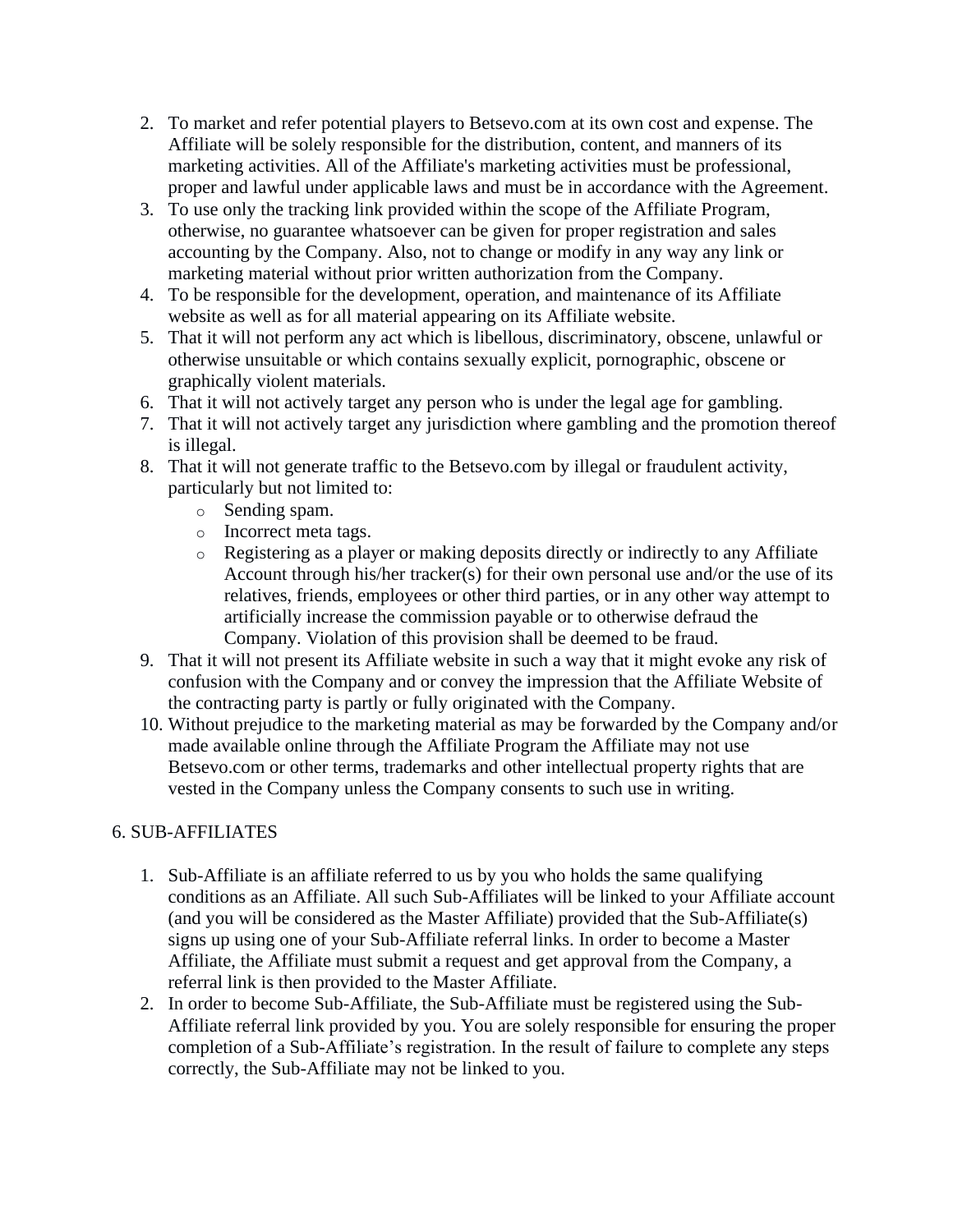2. To market and refer potential players to Betsevo.com at its own cost and expense. The Affiliate will be solely responsible for the distribution, content, and manners of its marketing activities. All of the Affiliate's marketing activities must be professional, proper and lawful under applicable laws and must be in accordance with the Agreement.
3. To use only the tracking link provided within the scope of the Affiliate Program, otherwise, no guarantee whatsoever can be given for proper registration and sales accounting by the Company. Also, not to change or modify in any way any link or marketing material without prior written authorization from the Company.
4. To be responsible for the development, operation, and maintenance of its Affiliate website as well as for all material appearing on its Affiliate website.
5. That it will not perform any act which is libellous, discriminatory, obscene, unlawful or otherwise unsuitable or which contains sexually explicit, pornographic, obscene or graphically violent materials.
6. That it will not actively target any person who is under the legal age for gambling.
7. That it will not actively target any jurisdiction where gambling and the promotion thereof is illegal.
8. That it will not generate traffic to the Betsevo.com by illegal or fraudulent activity, particularly but not limited to:
   - Sending spam.
   - Incorrect meta tags.
   - Registering as a player or making deposits directly or indirectly to any Affiliate Account through his/her tracker(s) for their own personal use and/or the use of its relatives, friends, employees or other third parties, or in any other way attempt to artificially increase the commission payable or to otherwise defraud the Company. Violation of this provision shall be deemed to be fraud.
9. That it will not present its Affiliate website in such a way that it might evoke any risk of confusion with the Company and or convey the impression that the Affiliate Website of the contracting party is partly or fully originated with the Company.
10. Without prejudice to the marketing material as may be forwarded by the Company and/or made available online through the Affiliate Program the Affiliate may not use Betsevo.com or other terms, trademarks and other intellectual property rights that are vested in the Company unless the Company consents to such use in writing.

## 6. SUB-AFFILIATES

1. Sub-Affiliate is an affiliate referred to us by you who holds the same qualifying conditions as an Affiliate. All such Sub-Affiliates will be linked to your Affiliate account (and you will be considered as the Master Affiliate) provided that the Sub-Affiliate(s) signs up using one of your Sub-Affiliate referral links. In order to become a Master Affiliate, the Affiliate must submit a request and get approval from the Company, a referral link is then provided to the Master Affiliate.
2. In order to become Sub-Affiliate, the Sub-Affiliate must be registered using the Sub-Affiliate referral link provided by you. You are solely responsible for ensuring the proper completion of a Sub-Affiliate's registration. In the result of failure to complete any steps correctly, the Sub-Affiliate may not be linked to you.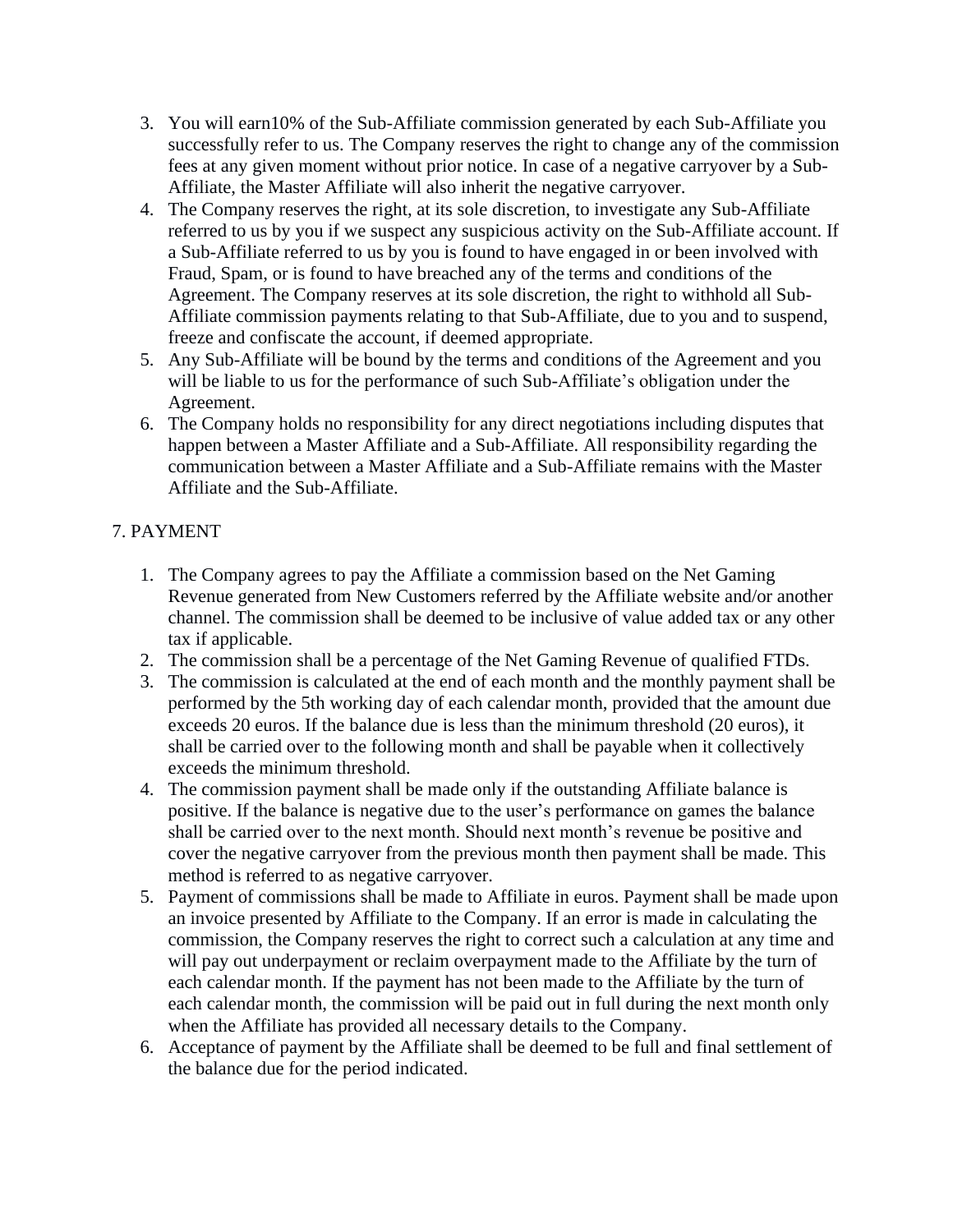3. You will earn10% of the Sub-Affiliate commission generated by each Sub-Affiliate you successfully refer to us. The Company reserves the right to change any of the commission fees at any given moment without prior notice. In case of a negative carryover by a Sub-Affiliate, the Master Affiliate will also inherit the negative carryover.
4. The Company reserves the right, at its sole discretion, to investigate any Sub-Affiliate referred to us by you if we suspect any suspicious activity on the Sub-Affiliate account. If a Sub-Affiliate referred to us by you is found to have engaged in or been involved with Fraud, Spam, or is found to have breached any of the terms and conditions of the Agreement. The Company reserves at its sole discretion, the right to withhold all Sub-Affiliate commission payments relating to that Sub-Affiliate, due to you and to suspend, freeze and confiscate the account, if deemed appropriate.
5. Any Sub-Affiliate will be bound by the terms and conditions of the Agreement and you will be liable to us for the performance of such Sub-Affiliate's obligation under the Agreement.
6. The Company holds no responsibility for any direct negotiations including disputes that happen between a Master Affiliate and a Sub-Affiliate. All responsibility regarding the communication between a Master Affiliate and a Sub-Affiliate remains with the Master Affiliate and the Sub-Affiliate.

## 7. PAYMENT

1. The Company agrees to pay the Affiliate a commission based on the Net Gaming Revenue generated from New Customers referred by the Affiliate website and/or another channel. The commission shall be deemed to be inclusive of value added tax or any other tax if applicable.
2. The commission shall be a percentage of the Net Gaming Revenue of qualified FTDs.
3. The commission is calculated at the end of each month and the monthly payment shall be performed by the 5th working day of each calendar month, provided that the amount due exceeds 20 euros. If the balance due is less than the minimum threshold (20 euros), it shall be carried over to the following month and shall be payable when it collectively exceeds the minimum threshold.
4. The commission payment shall be made only if the outstanding Affiliate balance is positive. If the balance is negative due to the user's performance on games the balance shall be carried over to the next month. Should next month's revenue be positive and cover the negative carryover from the previous month then payment shall be made. This method is referred to as negative carryover.
5. Payment of commissions shall be made to Affiliate in euros. Payment shall be made upon an invoice presented by Affiliate to the Company. If an error is made in calculating the commission, the Company reserves the right to correct such a calculation at any time and will pay out underpayment or reclaim overpayment made to the Affiliate by the turn of each calendar month. If the payment has not been made to the Affiliate by the turn of each calendar month, the commission will be paid out in full during the next month only when the Affiliate has provided all necessary details to the Company.
6. Acceptance of payment by the Affiliate shall be deemed to be full and final settlement of the balance due for the period indicated.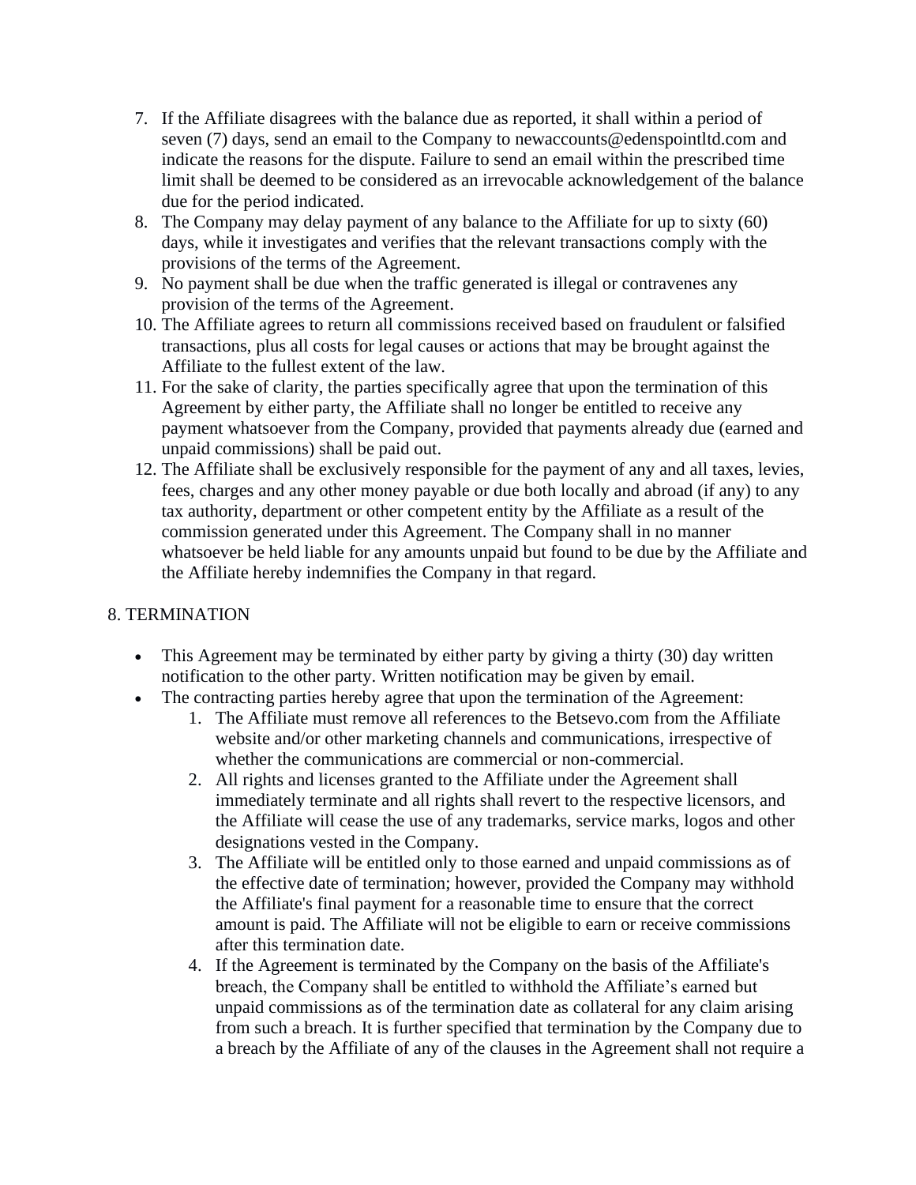7. If the Affiliate disagrees with the balance due as reported, it shall within a period of seven (7) days, send an email to the Company to newaccounts@edenspointltd.com and indicate the reasons for the dispute. Failure to send an email within the prescribed time limit shall be deemed to be considered as an irrevocable acknowledgement of the balance due for the period indicated.
8. The Company may delay payment of any balance to the Affiliate for up to sixty (60) days, while it investigates and verifies that the relevant transactions comply with the provisions of the terms of the Agreement.
9. No payment shall be due when the traffic generated is illegal or contravenes any provision of the terms of the Agreement.
10. The Affiliate agrees to return all commissions received based on fraudulent or falsified transactions, plus all costs for legal causes or actions that may be brought against the Affiliate to the fullest extent of the law.
11. For the sake of clarity, the parties specifically agree that upon the termination of this Agreement by either party, the Affiliate shall no longer be entitled to receive any payment whatsoever from the Company, provided that payments already due (earned and unpaid commissions) shall be paid out.
12. The Affiliate shall be exclusively responsible for the payment of any and all taxes, levies, fees, charges and any other money payable or due both locally and abroad (if any) to any tax authority, department or other competent entity by the Affiliate as a result of the commission generated under this Agreement. The Company shall in no manner whatsoever be held liable for any amounts unpaid but found to be due by the Affiliate and the Affiliate hereby indemnifies the Company in that regard.

8. TERMINATION

- This Agreement may be terminated by either party by giving a thirty (30) day written notification to the other party. Written notification may be given by email.
- The contracting parties hereby agree that upon the termination of the Agreement:
    1. The Affiliate must remove all references to the Betsevo.com from the Affiliate website and/or other marketing channels and communications, irrespective of whether the communications are commercial or non-commercial.
    2. All rights and licenses granted to the Affiliate under the Agreement shall immediately terminate and all rights shall revert to the respective licensors, and the Affiliate will cease the use of any trademarks, service marks, logos and other designations vested in the Company.
    3. The Affiliate will be entitled only to those earned and unpaid commissions as of the effective date of termination; however, provided the Company may withhold the Affiliate's final payment for a reasonable time to ensure that the correct amount is paid. The Affiliate will not be eligible to earn or receive commissions after this termination date.
    4. If the Agreement is terminated by the Company on the basis of the Affiliate's breach, the Company shall be entitled to withhold the Affiliate's earned but unpaid commissions as of the termination date as collateral for any claim arising from such a breach. It is further specified that termination by the Company due to a breach by the Affiliate of any of the clauses in the Agreement shall not require a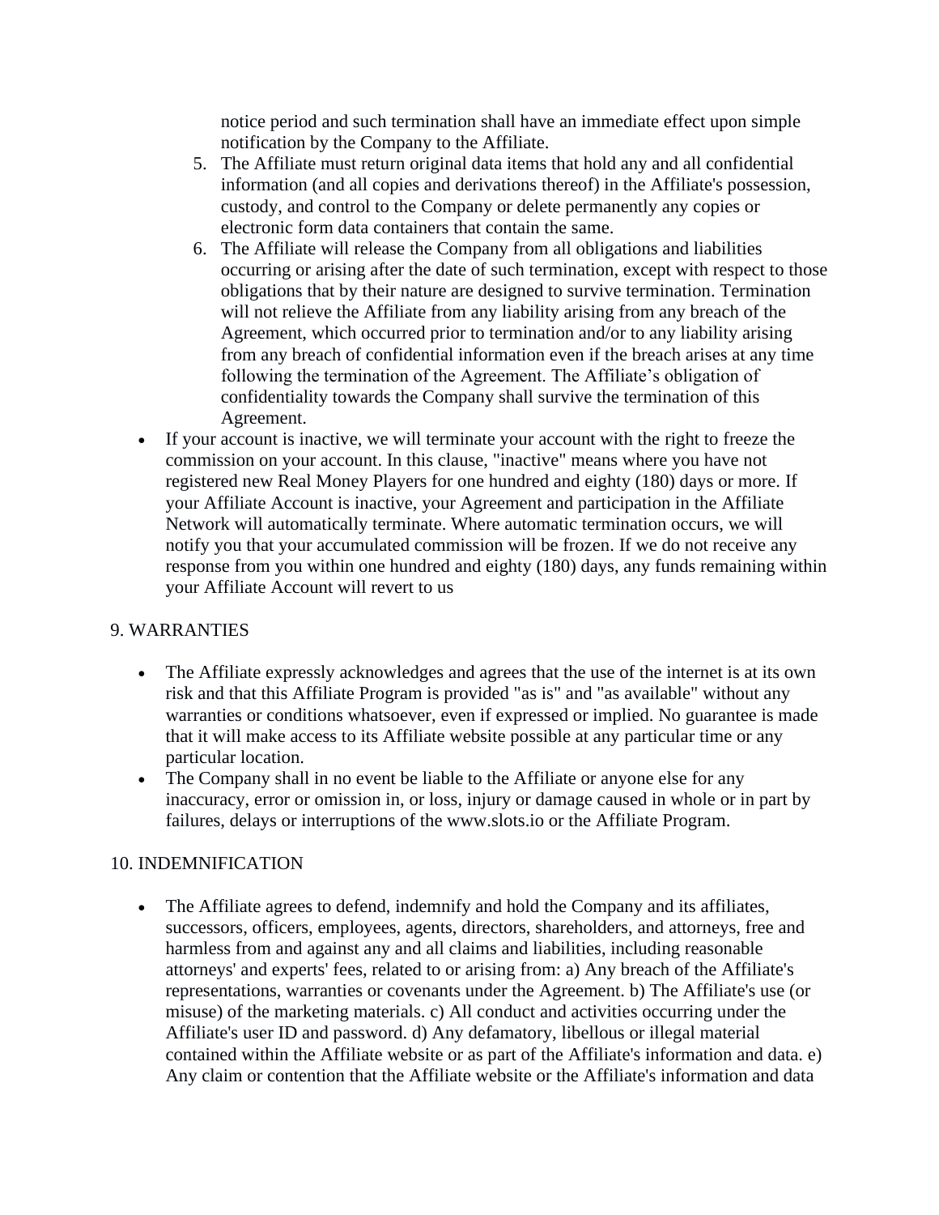notice period and such termination shall have an immediate effect upon simple notification by the Company to the Affiliate.

5. The Affiliate must return original data items that hold any and all confidential information (and all copies and derivations thereof) in the Affiliate's possession, custody, and control to the Company or delete permanently any copies or electronic form data containers that contain the same.
6. The Affiliate will release the Company from all obligations and liabilities occurring or arising after the date of such termination, except with respect to those obligations that by their nature are designed to survive termination. Termination will not relieve the Affiliate from any liability arising from any breach of the Agreement, which occurred prior to termination and/or to any liability arising from any breach of confidential information even if the breach arises at any time following the termination of the Agreement. The Affiliate's obligation of confidentiality towards the Company shall survive the termination of this Agreement.

- If your account is inactive, we will terminate your account with the right to freeze the commission on your account. In this clause, "inactive" means where you have not registered new Real Money Players for one hundred and eighty (180) days or more. If your Affiliate Account is inactive, your Agreement and participation in the Affiliate Network will automatically terminate. Where automatic termination occurs, we will notify you that your accumulated commission will be frozen. If we do not receive any response from you within one hundred and eighty (180) days, any funds remaining within your Affiliate Account will revert to us

## 9. WARRANTIES

- The Affiliate expressly acknowledges and agrees that the use of the internet is at its own risk and that this Affiliate Program is provided "as is" and "as available" without any warranties or conditions whatsoever, even if expressed or implied. No guarantee is made that it will make access to its Affiliate website possible at any particular time or any particular location.
- The Company shall in no event be liable to the Affiliate or anyone else for any inaccuracy, error or omission in, or loss, injury or damage caused in whole or in part by failures, delays or interruptions of the www.slots.io or the Affiliate Program.

## 10. INDEMNIFICATION

- The Affiliate agrees to defend, indemnify and hold the Company and its affiliates, successors, officers, employees, agents, directors, shareholders, and attorneys, free and harmless from and against any and all claims and liabilities, including reasonable attorneys' and experts' fees, related to or arising from: a) Any breach of the Affiliate's representations, warranties or covenants under the Agreement. b) The Affiliate's use (or misuse) of the marketing materials. c) All conduct and activities occurring under the Affiliate's user ID and password. d) Any defamatory, libellous or illegal material contained within the Affiliate website or as part of the Affiliate's information and data. e) Any claim or contention that the Affiliate website or the Affiliate's information and data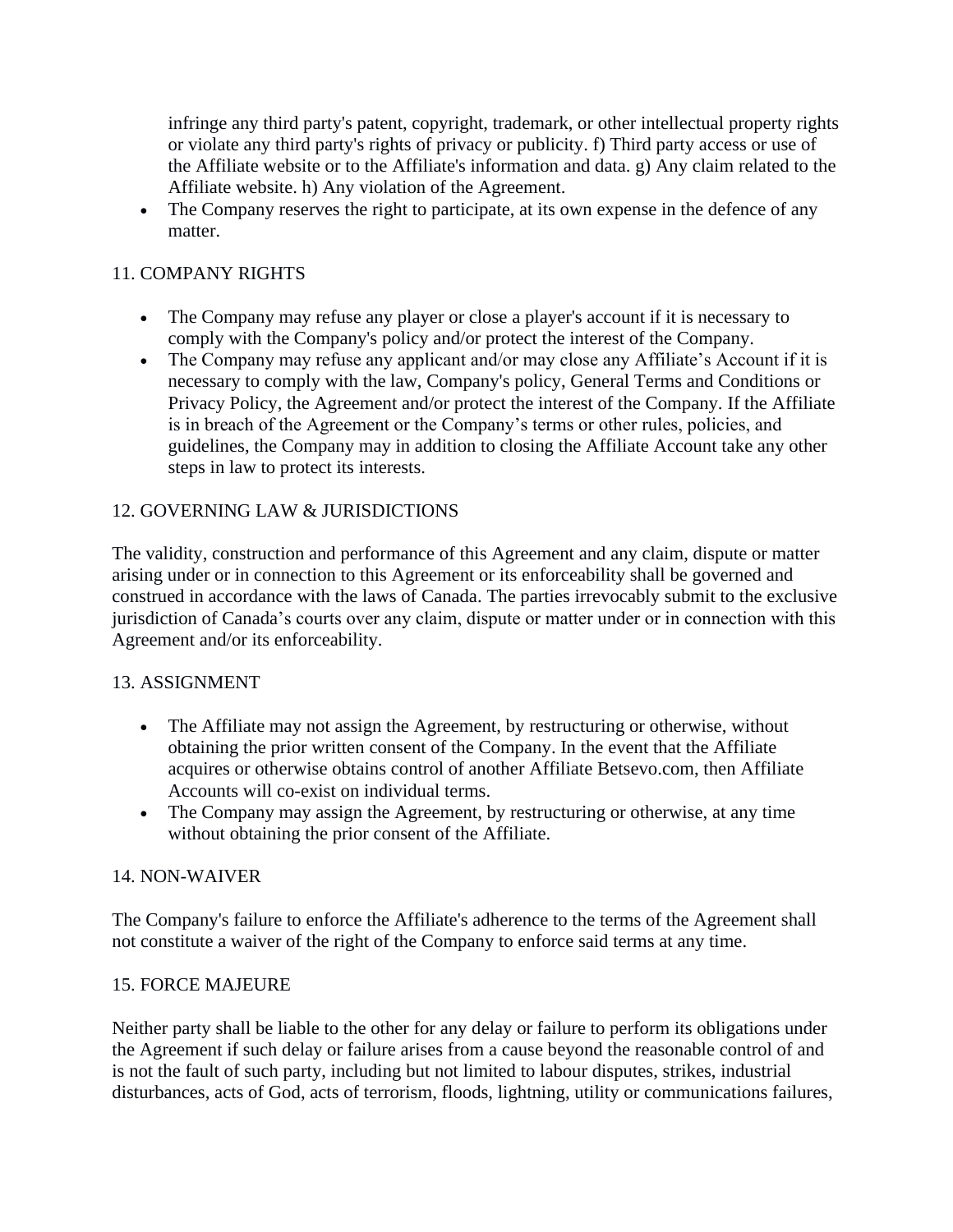infringe any third party's patent, copyright, trademark, or other intellectual property rights or violate any third party's rights of privacy or publicity. f) Third party access or use of the Affiliate website or to the Affiliate's information and data. g) Any claim related to the Affiliate website. h) Any violation of the Agreement.
- The Company reserves the right to participate, at its own expense in the defence of any matter.

11. COMPANY RIGHTS

- The Company may refuse any player or close a player's account if it is necessary to comply with the Company's policy and/or protect the interest of the Company.
- The Company may refuse any applicant and/or may close any Affiliate's Account if it is necessary to comply with the law, Company's policy, General Terms and Conditions or Privacy Policy, the Agreement and/or protect the interest of the Company. If the Affiliate is in breach of the Agreement or the Company's terms or other rules, policies, and guidelines, the Company may in addition to closing the Affiliate Account take any other steps in law to protect its interests.

12. GOVERNING LAW & JURISDICTIONS

The validity, construction and performance of this Agreement and any claim, dispute or matter arising under or in connection to this Agreement or its enforceability shall be governed and construed in accordance with the laws of Canada. The parties irrevocably submit to the exclusive jurisdiction of Canada's courts over any claim, dispute or matter under or in connection with this Agreement and/or its enforceability.

13. ASSIGNMENT

- The Affiliate may not assign the Agreement, by restructuring or otherwise, without obtaining the prior written consent of the Company. In the event that the Affiliate acquires or otherwise obtains control of another Affiliate Betsevo.com, then Affiliate Accounts will co-exist on individual terms.
- The Company may assign the Agreement, by restructuring or otherwise, at any time without obtaining the prior consent of the Affiliate.

14. NON-WAIVER

The Company's failure to enforce the Affiliate's adherence to the terms of the Agreement shall not constitute a waiver of the right of the Company to enforce said terms at any time.

15. FORCE MAJEURE

Neither party shall be liable to the other for any delay or failure to perform its obligations under the Agreement if such delay or failure arises from a cause beyond the reasonable control of and is not the fault of such party, including but not limited to labour disputes, strikes, industrial disturbances, acts of God, acts of terrorism, floods, lightning, utility or communications failures,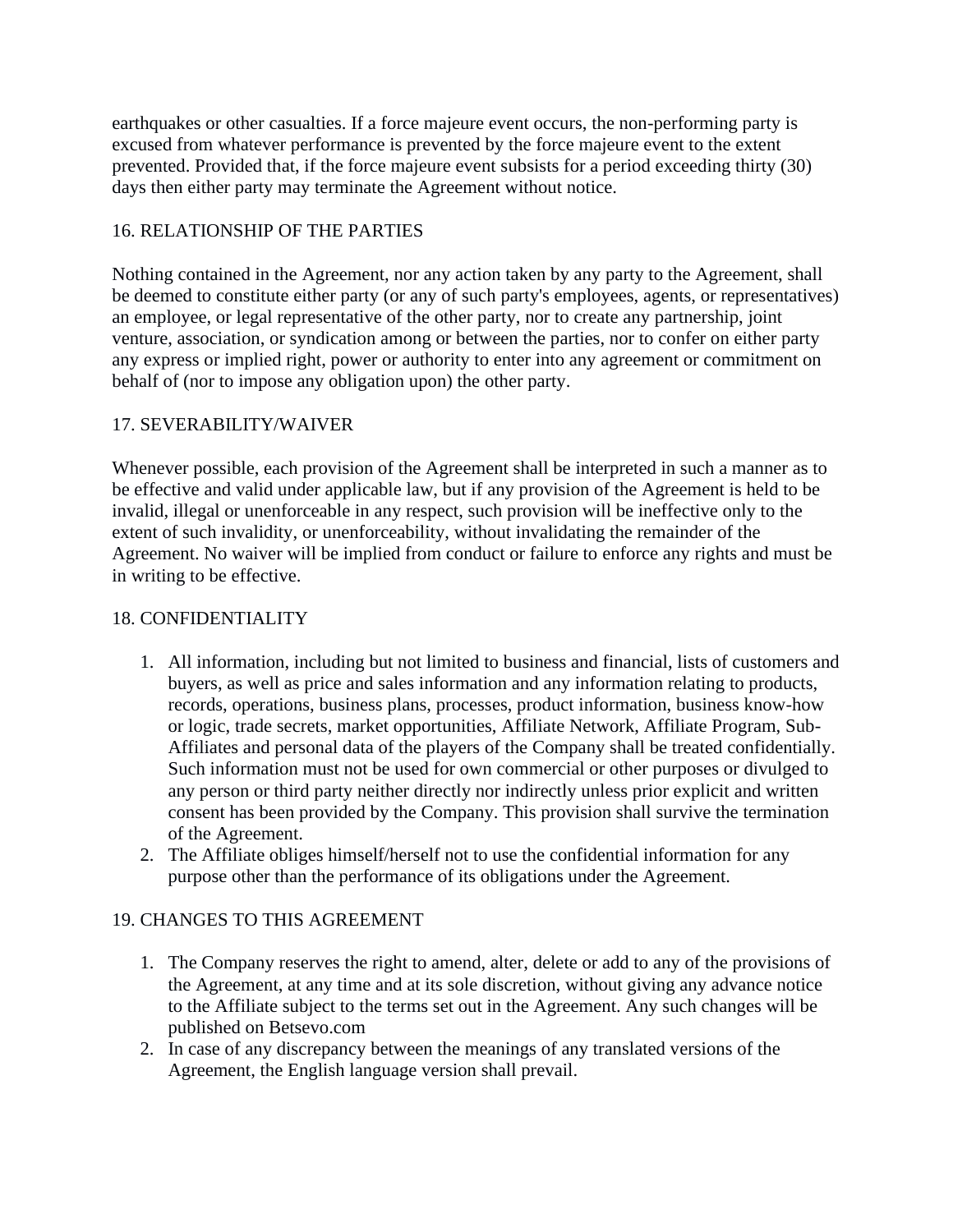earthquakes or other casualties. If a force majeure event occurs, the non-performing party is excused from whatever performance is prevented by the force majeure event to the extent prevented. Provided that, if the force majeure event subsists for a period exceeding thirty (30) days then either party may terminate the Agreement without notice.

## 16. RELATIONSHIP OF THE PARTIES

Nothing contained in the Agreement, nor any action taken by any party to the Agreement, shall be deemed to constitute either party (or any of such party's employees, agents, or representatives) an employee, or legal representative of the other party, nor to create any partnership, joint venture, association, or syndication among or between the parties, nor to confer on either party any express or implied right, power or authority to enter into any agreement or commitment on behalf of (nor to impose any obligation upon) the other party.

## 17. SEVERABILITY/WAIVER

Whenever possible, each provision of the Agreement shall be interpreted in such a manner as to be effective and valid under applicable law, but if any provision of the Agreement is held to be invalid, illegal or unenforceable in any respect, such provision will be ineffective only to the extent of such invalidity, or unenforceability, without invalidating the remainder of the Agreement. No waiver will be implied from conduct or failure to enforce any rights and must be in writing to be effective.

## 18. CONFIDENTIALITY

1. All information, including but not limited to business and financial, lists of customers and buyers, as well as price and sales information and any information relating to products, records, operations, business plans, processes, product information, business know-how or logic, trade secrets, market opportunities, Affiliate Network, Affiliate Program, Sub-Affiliates and personal data of the players of the Company shall be treated confidentially. Such information must not be used for own commercial or other purposes or divulged to any person or third party neither directly nor indirectly unless prior explicit and written consent has been provided by the Company. This provision shall survive the termination of the Agreement.
2. The Affiliate obliges himself/herself not to use the confidential information for any purpose other than the performance of its obligations under the Agreement.

## 19. CHANGES TO THIS AGREEMENT

1. The Company reserves the right to amend, alter, delete or add to any of the provisions of the Agreement, at any time and at its sole discretion, without giving any advance notice to the Affiliate subject to the terms set out in the Agreement. Any such changes will be published on Betsevo.com
2. In case of any discrepancy between the meanings of any translated versions of the Agreement, the English language version shall prevail.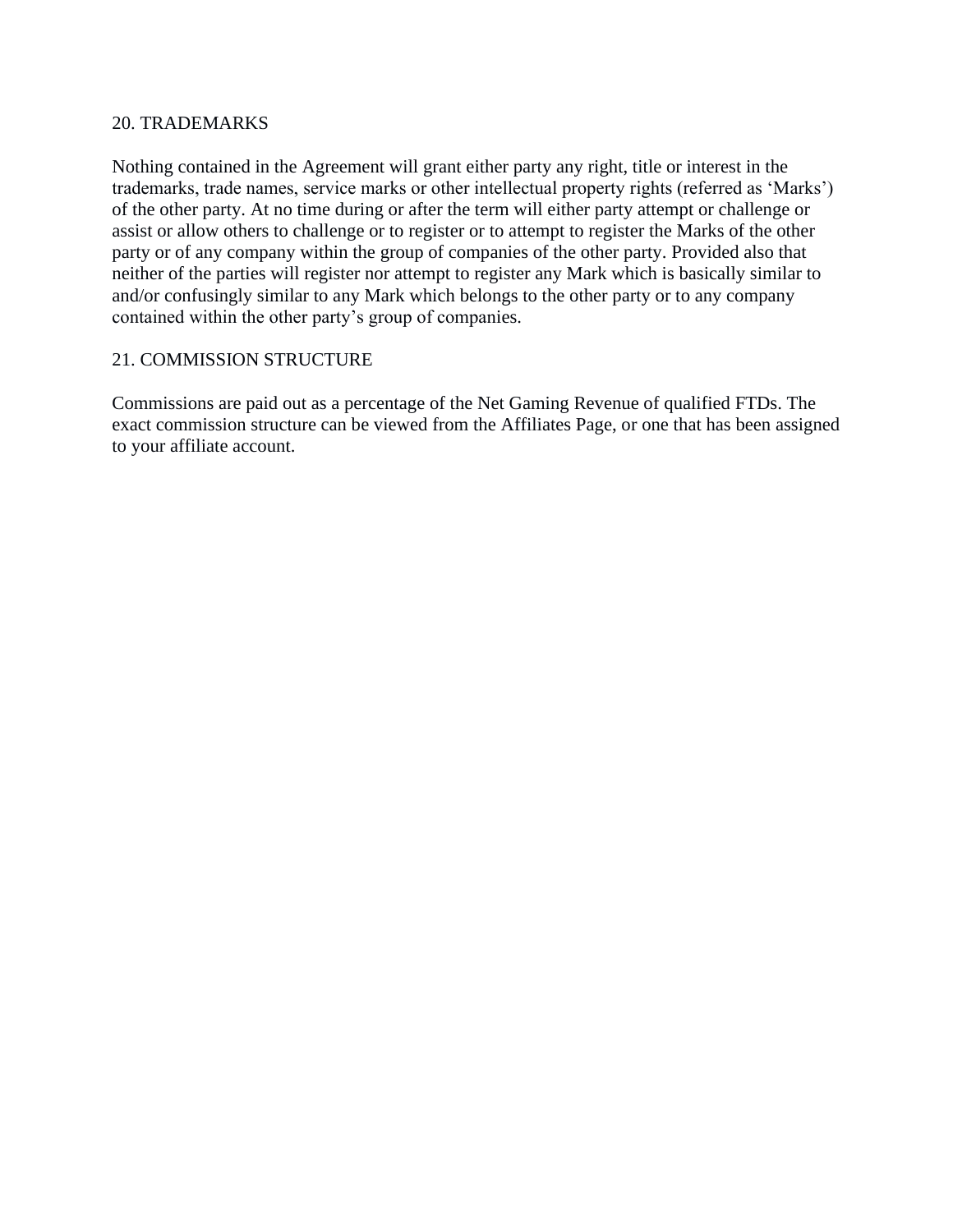## 20. TRADEMARKS

Nothing contained in the Agreement will grant either party any right, title or interest in the trademarks, trade names, service marks or other intellectual property rights (referred as 'Marks') of the other party. At no time during or after the term will either party attempt or challenge or assist or allow others to challenge or to register or to attempt to register the Marks of the other party or of any company within the group of companies of the other party. Provided also that neither of the parties will register nor attempt to register any Mark which is basically similar to and/or confusingly similar to any Mark which belongs to the other party or to any company contained within the other party's group of companies.

## 21. COMMISSION STRUCTURE

Commissions are paid out as a percentage of the Net Gaming Revenue of qualified FTDs. The exact commission structure can be viewed from the Affiliates Page, or one that has been assigned to your affiliate account.